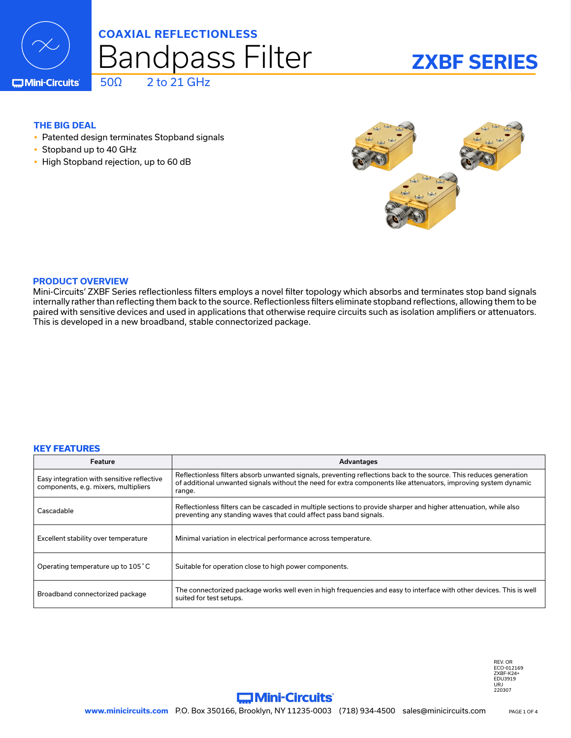# COAXIAL REFLECTIONLESS Bandpass Filter

50Ω 2 to 21 GHz

## ZXBF SERIES

### THE BIG DEAL

- Patented design terminates Stopband signals
- Stopband up to 40 GHz
- High Stopband rejection, up to 60 dB

### PRODUCT OVERVIEW

Mini-Circuits' ZXBF Series reflectionless filters employs a novel filter topology which absorbs and terminates stop band signals internally rather than reflecting them back to the source. Reflectionless filters eliminate stopband reflections, allowing them to be paired with sensitive devices and used in applications that otherwise require circuits such as isolation amplifiers or attenuators. This is developed in a new broadband, stable connectorized package.

### KEY FEATURES

| Feature | Advantages |
|---|---|
| Easy integration with sensitive reflective components, e.g. mixers, multipliers | Reflectionless filters absorb unwanted signals, preventing reflections back to the source. This reduces generation of additional unwanted signals without the need for extra components like attenuators, improving system dynamic range. |
| Cascadable | Reflectionless filters can be cascaded in multiple sections to provide sharper and higher attenuation, while also preventing any standing waves that could affect pass band signals. |
| Excellent stability over temperature | Minimal variation in electrical performance across temperature. |
| Operating temperature up to 105˚C | Suitable for operation close to high power components. |
| Broadband connectorized package | The connectorized package works well even in high frequencies and easy to interface with other devices. This is well suited for test setups. |

REV. OR
ECO-012169
ZXBF-K24+
EDU3919
URJ
220307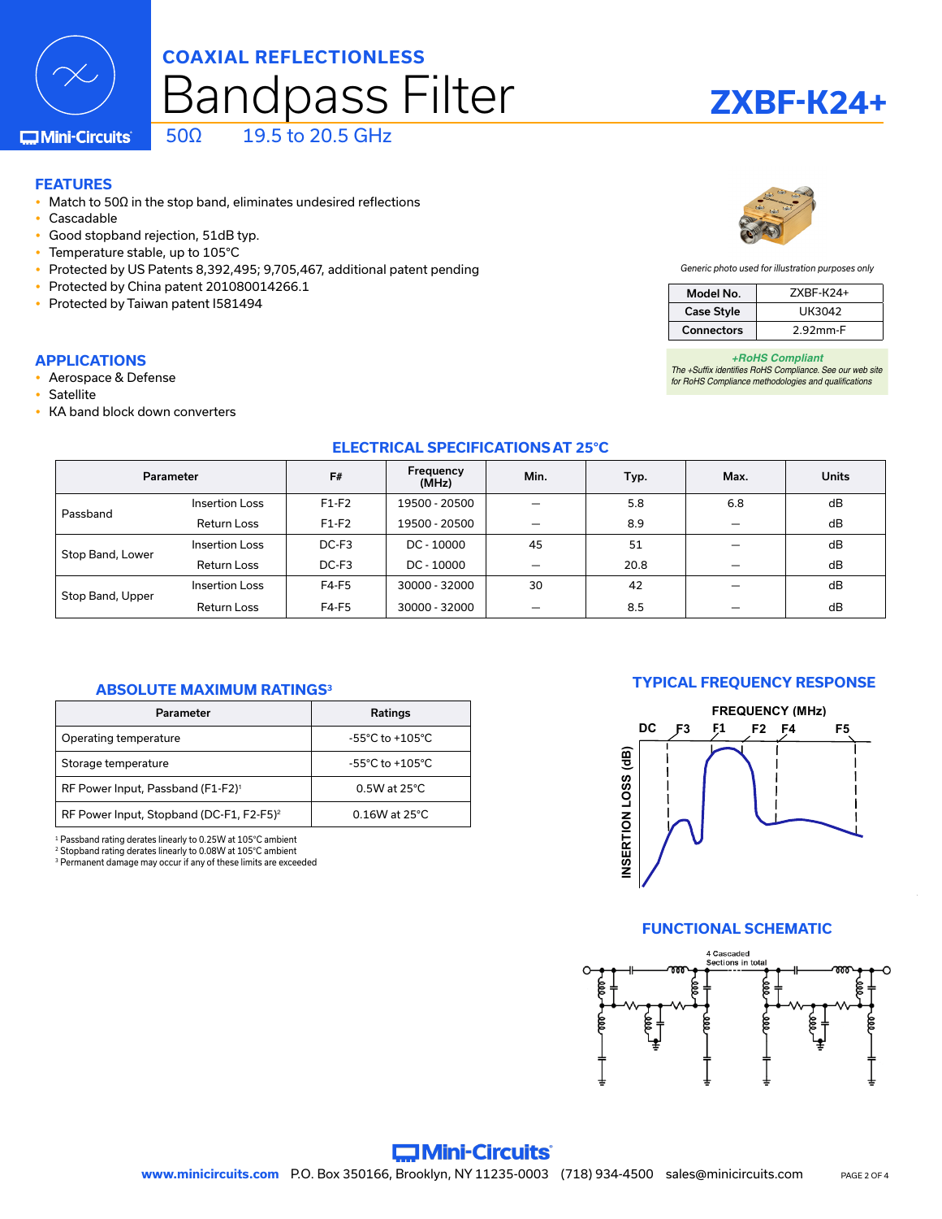COAXIAL REFLECTIONLESS

# Bandpass Filter

# ZXBF-K24+

50Ω 19.5 to 20.5 GHz

## FEATURES

- Match to 50Ω in the stop band, eliminates undesired reflections
- Cascadable
- Good stopband rejection, 51dB typ.
- Temperature stable, up to 105°C
- Protected by US Patents 8,392,495; 9,705,467, additional patent pending
- Protected by China patent 201080014266.1
- Protected by Taiwan patent I581494

*Generic photo used for illustration purposes only*

| Model No. | ZXBF-K24+ |
|---|---|
| Case Style | UK3042 |
| Connectors | 2.92mm-F |

***+RoHS Compliant***
*The +Suffix identifies RoHS Compliance. See our web site for RoHS Compliance methodologies and qualifications*

## APPLICATIONS

- Aerospace & Defense
- Satellite
- KA band block down converters

## ELECTRICAL SPECIFICATIONS AT 25°C

| Parameter | | F# | Frequency (MHz) | Min. | Typ. | Max. | Units |
|---|---|---|---|---|---|---|---|
| Passband | Insertion Loss | F1-F2 | 19500 - 20500 | — | 5.8 | 6.8 | dB |
| | Return Loss | F1-F2 | 19500 - 20500 | — | 8.9 | — | dB |
| Stop Band, Lower | Insertion Loss | DC-F3 | DC - 10000 | 45 | 51 | — | dB |
| | Return Loss | DC-F3 | DC - 10000 | — | 20.8 | — | dB |
| Stop Band, Upper | Insertion Loss | F4-F5 | 30000 - 32000 | 30 | 42 | — | dB |
| | Return Loss | F4-F5 | 30000 - 32000 | — | 8.5 | — | dB |

## ABSOLUTE MAXIMUM RATINGS[3]

| Parameter | Ratings |
|---|---|
| Operating temperature | -55°C to +105°C |
| Storage temperature | -55°C to +105°C |
| RF Power Input, Passband (F1-F2)[1] | 0.5W at 25°C |
| RF Power Input, Stopband (DC-F1, F2-F5)[2] | 0.16W at 25°C |

[1] Passband rating derates linearly to 0.25W at 105°C ambient
[2] Stopband rating derates linearly to 0.08W at 105°C ambient
[3] Permanent damage may occur if any of these limits are exceeded

## TYPICAL FREQUENCY RESPONSE

## FUNCTIONAL SCHEMATIC

www.minicircuits.com P.O. Box 350166, Brooklyn, NY 11235-0003 (718) 934-4500 sales@minicircuits.com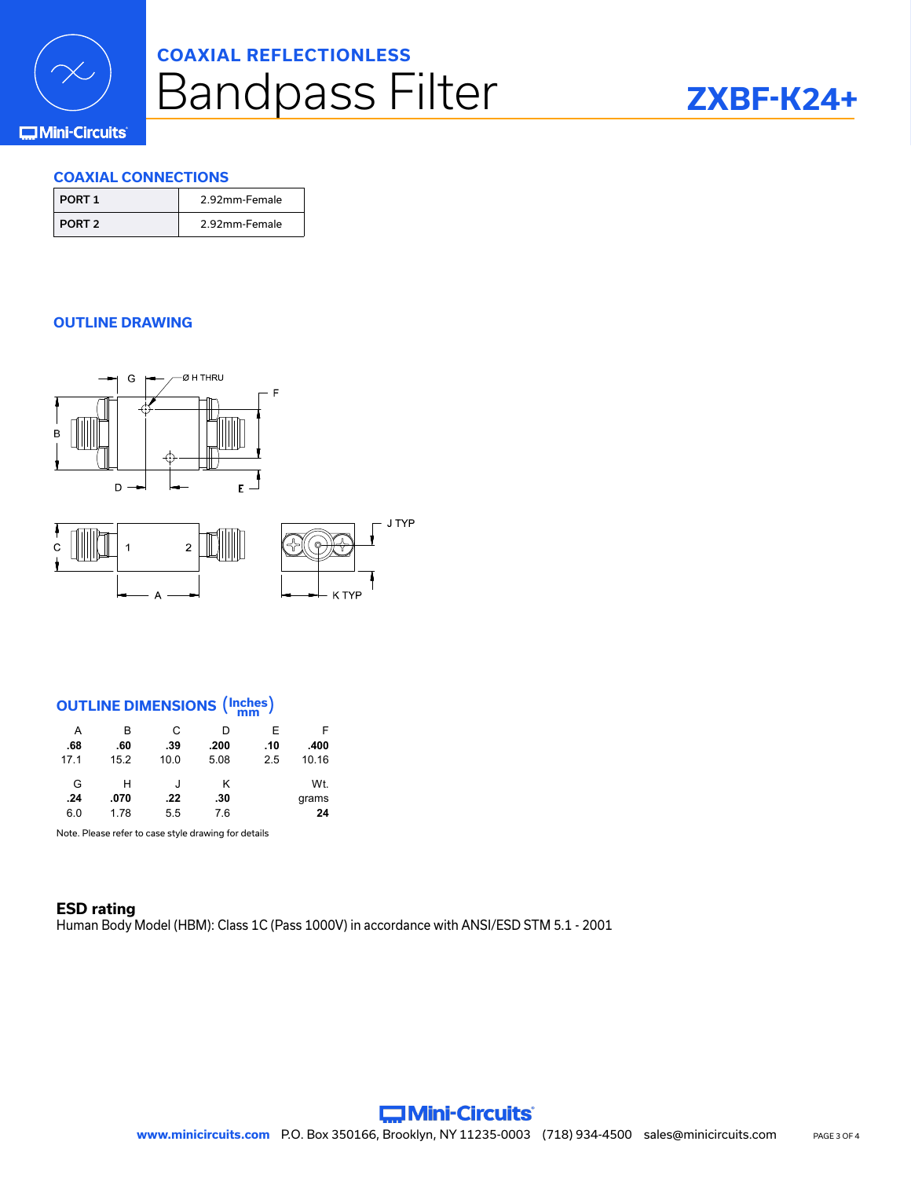## COAXIAL REFLECTIONLESS

# Bandpass Filter

# ZXBF-K24+

### COAXIAL CONNECTIONS

| PORT 1 | 2.92mm-Female |
|---|---|
| PORT 2 | 2.92mm-Female |

### OUTLINE DRAWING

### OUTLINE DIMENSIONS (Inches / mm)

| A | B | C | D | E | F |
|---|---|---|---|---|---|
| **.68** | **.60** | **.39** | **.200** | **.10** | **.400** |
| 17.1 | 15.2 | 10.0 | 5.08 | 2.5 | 10.16 |

| G | H | J | K | Wt. grams |
|---|---|---|---|---|
| **.24** | **.070** | **.22** | **.30** | **24** |
| 6.0 | 1.78 | 5.5 | 7.6 | |

Note. Please refer to case style drawing for details

**ESD rating**
Human Body Model (HBM): Class 1C (Pass 1000V) in accordance with ANSI/ESD STM 5.1 - 2001

www.minicircuits.com P.O. Box 350166, Brooklyn, NY 11235-0003 (718) 934-4500 sales@minicircuits.com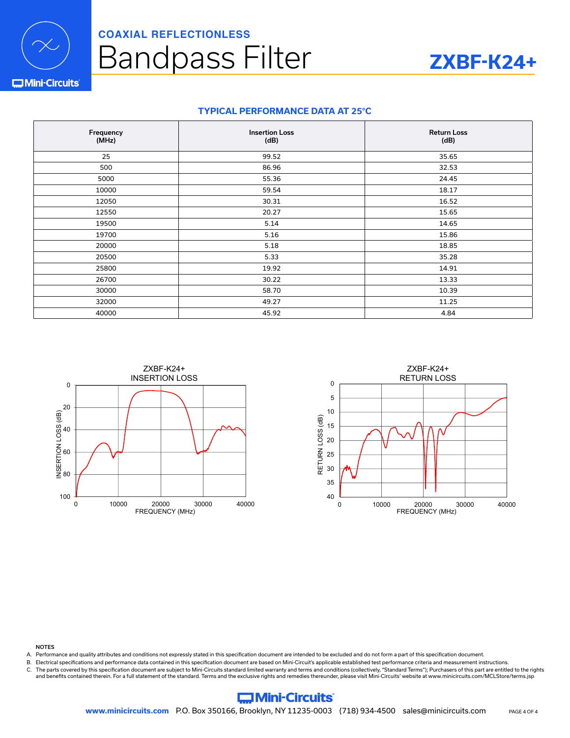COAXIAL REFLECTIONLESS

# Bandpass Filter

## ZXBF-K24+

### TYPICAL PERFORMANCE DATA AT 25°C

| Frequency (MHz) | Insertion Loss (dB) | Return Loss (dB) |
|---|---|---|
| 25 | 99.52 | 35.65 |
| 500 | 86.96 | 32.53 |
| 5000 | 55.36 | 24.45 |
| 10000 | 59.54 | 18.17 |
| 12050 | 30.31 | 16.52 |
| 12550 | 20.27 | 15.65 |
| 19500 | 5.14 | 14.65 |
| 19700 | 5.16 | 15.86 |
| 20000 | 5.18 | 18.85 |
| 20500 | 5.33 | 35.28 |
| 25800 | 19.92 | 14.91 |
| 26700 | 30.22 | 13.33 |
| 30000 | 58.70 | 10.39 |
| 32000 | 49.27 | 11.25 |
| 40000 | 45.92 | 4.84 |

ZXBF-K24+
INSERTION LOSS
INSERTION LOSS (dB)
0
20
40
60
80
100
0
10000
20000
30000
40000
FREQUENCY (MHz)

ZXBF-K24+
RETURN LOSS
RETURN LOSS (dB)
0
5
10
15
20
25
30
35
40
0
10000
20000
30000
40000
FREQUENCY (MHz)

**NOTES**

A. Performance and quality attributes and conditions not expressly stated in this specification document are intended to be excluded and do not form a part of this specification document.
B. Electrical specifications and performance data contained in this specification document are based on Mini-Circuit's applicable established test performance criteria and measurement instructions.
C. The parts covered by this specification document are subject to Mini-Circuits standard limited warranty and terms and conditions (collectively, "Standard Terms"); Purchasers of this part are entitled to the rights and benefits contained therein. For a full statement of the standard. Terms and the exclusive rights and remedies thereunder, please visit Mini-Circuits' website at www.minicircuits.com/MCLStore/terms.jsp